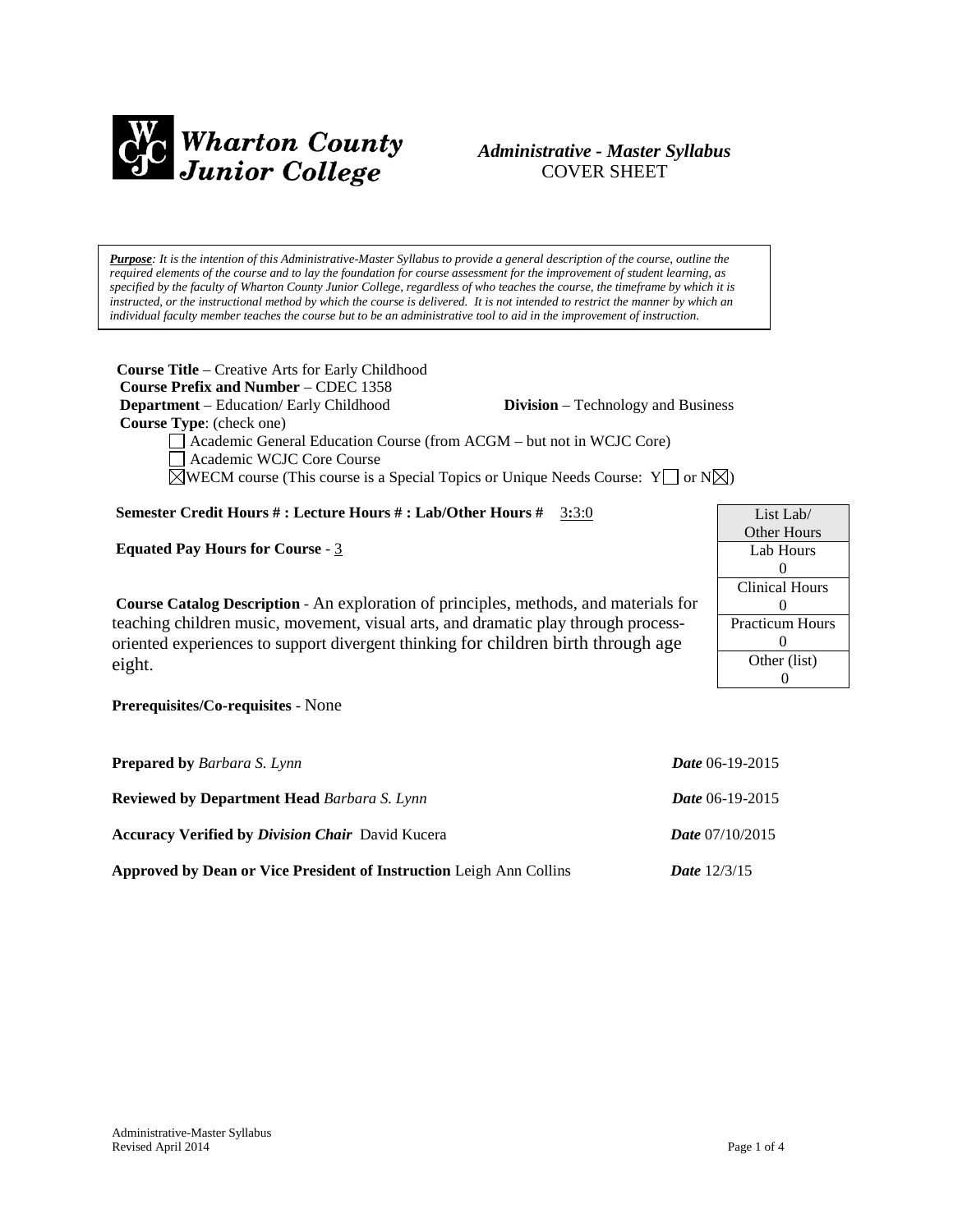**Wharton County Junior College**

***Administrative - Master Syllabus***
COVER SHEET

> ***Purpose****: It is the intention of this Administrative-Master Syllabus to provide a general description of the course, outline the required elements of the course and to lay the foundation for course assessment for the improvement of student learning, as specified by the faculty of Wharton County Junior College, regardless of who teaches the course, the timeframe by which it is instructed, or the instructional method by which the course is delivered. It is not intended to restrict the manner by which an individual faculty member teaches the course but to be an administrative tool to aid in the improvement of instruction.*

**Course Title** – Creative Arts for Early Childhood
**Course Prefix and Number** – CDEC 1358
**Department** – Education/ Early Childhood **Division** – Technology and Business
**Course Type**: (check one)

☐ Academic General Education Course (from ACGM – but not in WCJC Core)
☐ Academic WCJC Core Course
☒ WECM course (This course is a Special Topics or Unique Needs Course: Y☐ or N☒)

**Semester Credit Hours # : Lecture Hours # : Lab/Other Hours #** 3**:**3:0

**Equated Pay Hours for Course** - 3

| List Lab/ Other Hours |
|---|
| Lab Hours 0 |
| Clinical Hours 0 |
| Practicum Hours 0 |
| Other (list) 0 |

**Course Catalog Description** - An exploration of principles, methods, and materials for teaching children music, movement, visual arts, and dramatic play through process-oriented experiences to support divergent thinking for children birth through age eight.

**Prerequisites/Co-requisites** - None

**Prepared by** *Barbara S. Lynn* ***Date*** 06-19-2015

**Reviewed by Department Head** *Barbara S. Lynn* ***Date*** 06-19-2015

**Accuracy Verified by** ***Division Chair*** David Kucera ***Date*** 07/10/2015

**Approved by Dean or Vice President of Instruction** Leigh Ann Collins ***Date*** 12/3/15

Administrative-Master Syllabus
Revised April 2014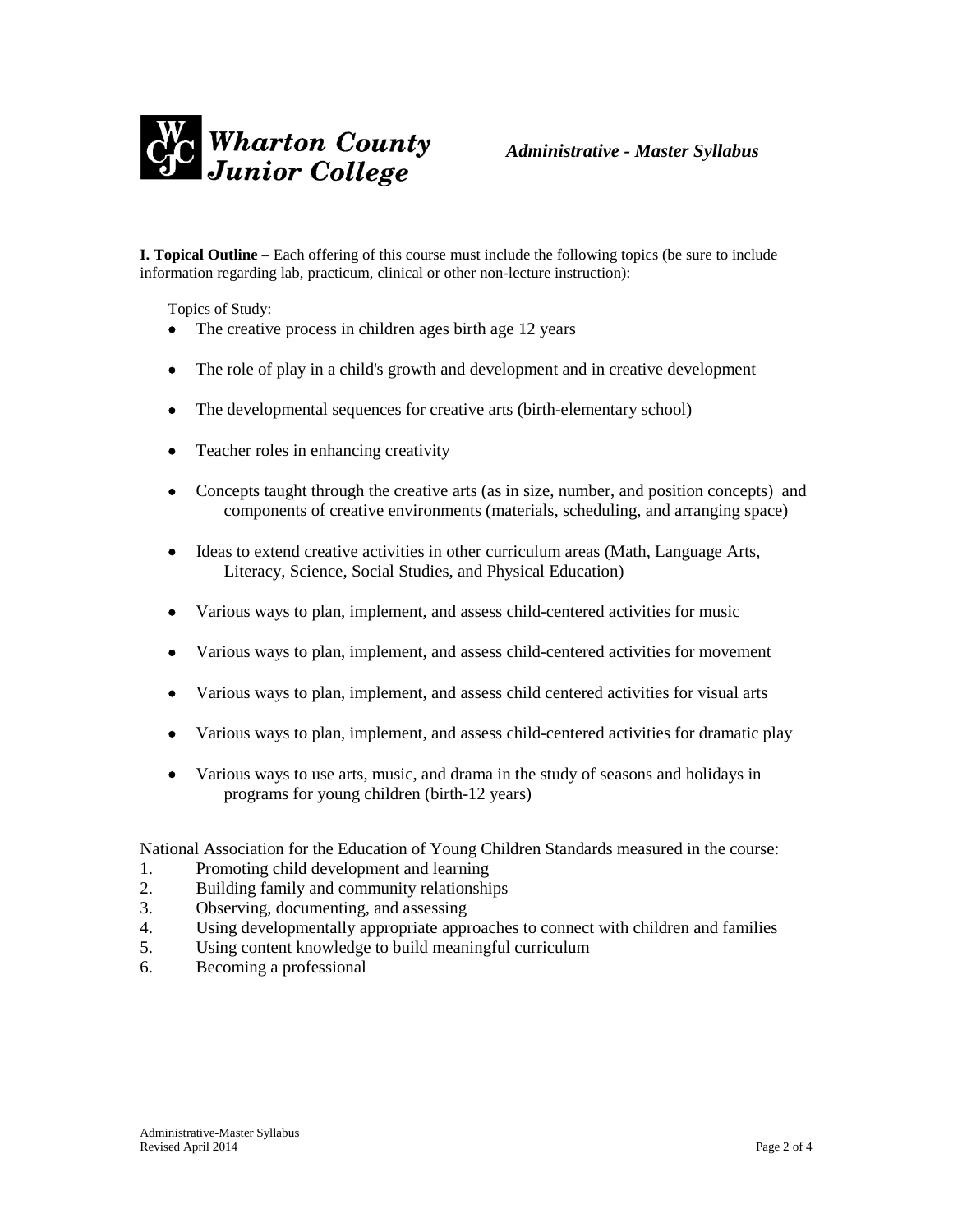**I. Topical Outline** – Each offering of this course must include the following topics (be sure to include information regarding lab, practicum, clinical or other non-lecture instruction):

Topics of Study:

- The creative process in children ages birth age 12 years
- The role of play in a child's growth and development and in creative development
- The developmental sequences for creative arts (birth-elementary school)
- Teacher roles in enhancing creativity
- Concepts taught through the creative arts (as in size, number, and position concepts) and components of creative environments (materials, scheduling, and arranging space)
- Ideas to extend creative activities in other curriculum areas (Math, Language Arts, Literacy, Science, Social Studies, and Physical Education)
- Various ways to plan, implement, and assess child-centered activities for music
- Various ways to plan, implement, and assess child-centered activities for movement
- Various ways to plan, implement, and assess child centered activities for visual arts
- Various ways to plan, implement, and assess child-centered activities for dramatic play
- Various ways to use arts, music, and drama in the study of seasons and holidays in programs for young children (birth-12 years)

National Association for the Education of Young Children Standards measured in the course:

1. Promoting child development and learning
2. Building family and community relationships
3. Observing, documenting, and assessing
4. Using developmentally appropriate approaches to connect with children and families
5. Using content knowledge to build meaningful curriculum
6. Becoming a professional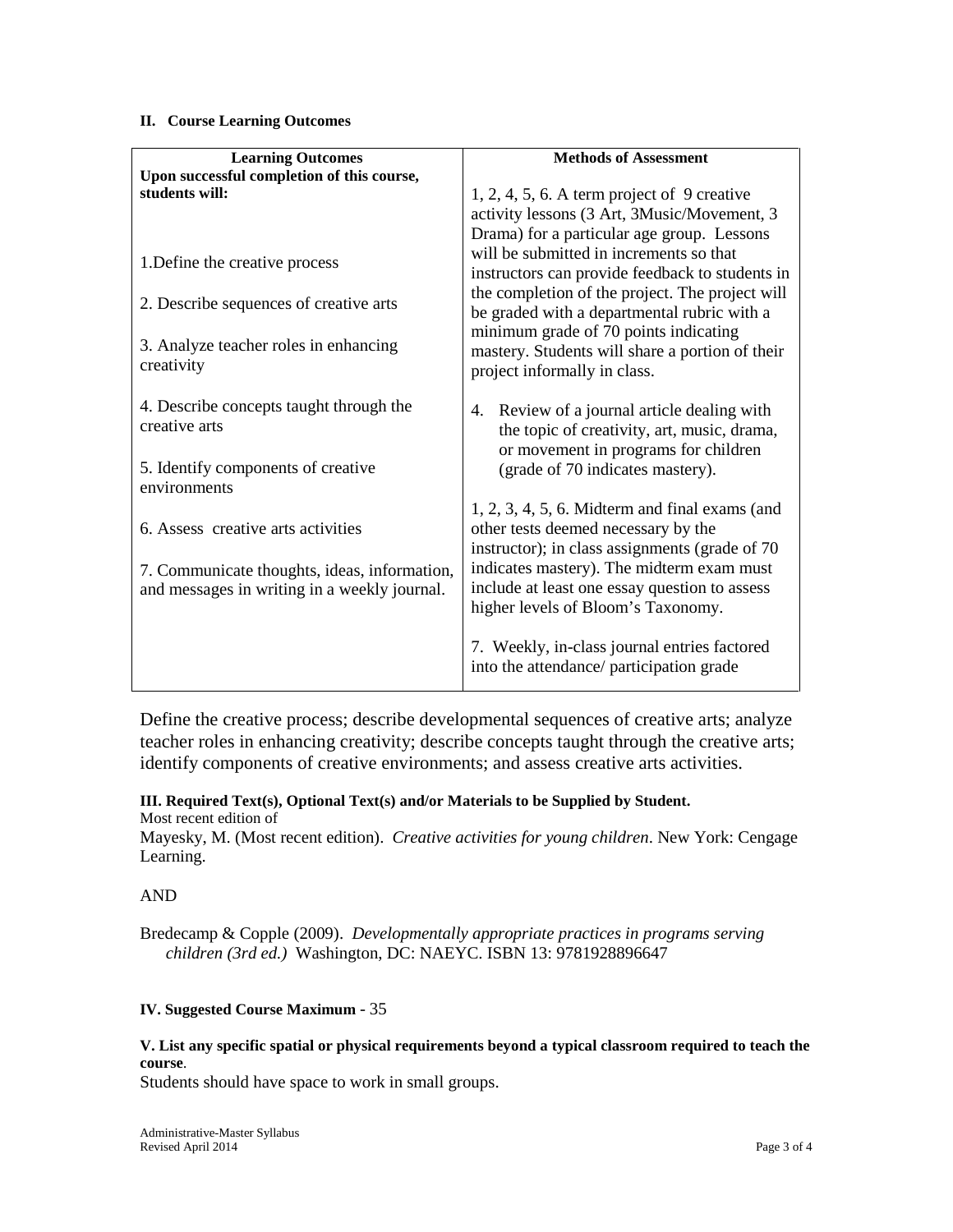**II. Course Learning Outcomes**

| Learning Outcomes | Methods of Assessment |
|---|---|
| **Upon successful completion of this course, students will:**<br><br>1.Define the creative process<br><br>2. Describe sequences of creative arts<br><br>3. Analyze teacher roles in enhancing creativity<br><br>4. Describe concepts taught through the creative arts<br><br>5. Identify components of creative environments<br><br>6. Assess creative arts activities<br><br>7. Communicate thoughts, ideas, information, and messages in writing in a weekly journal. | 1, 2, 4, 5, 6. A term project of 9 creative activity lessons (3 Art, 3Music/Movement, 3 Drama) for a particular age group. Lessons will be submitted in increments so that instructors can provide feedback to students in the completion of the project. The project will be graded with a departmental rubric with a minimum grade of 70 points indicating mastery. Students will share a portion of their project informally in class.<br><br>4. Review of a journal article dealing with the topic of creativity, art, music, drama, or movement in programs for children (grade of 70 indicates mastery).<br><br>1, 2, 3, 4, 5, 6. Midterm and final exams (and other tests deemed necessary by the instructor); in class assignments (grade of 70 indicates mastery). The midterm exam must include at least one essay question to assess higher levels of Bloom's Taxonomy.<br><br>7. Weekly, in-class journal entries factored into the attendance/ participation grade |

Define the creative process; describe developmental sequences of creative arts; analyze teacher roles in enhancing creativity; describe concepts taught through the creative arts; identify components of creative environments; and assess creative arts activities.

**III. Required Text(s), Optional Text(s) and/or Materials to be Supplied by Student.**

Most recent edition of

Mayesky, M. (Most recent edition). *Creative activities for young children*. New York: Cengage Learning.

AND

Bredecamp & Copple (2009). *Developmentally appropriate practices in programs serving children (3rd ed.)* Washington, DC: NAEYC. ISBN 13: 9781928896647

**IV. Suggested Course Maximum** - 35

**V. List any specific spatial or physical requirements beyond a typical classroom required to teach the course**.

Students should have space to work in small groups.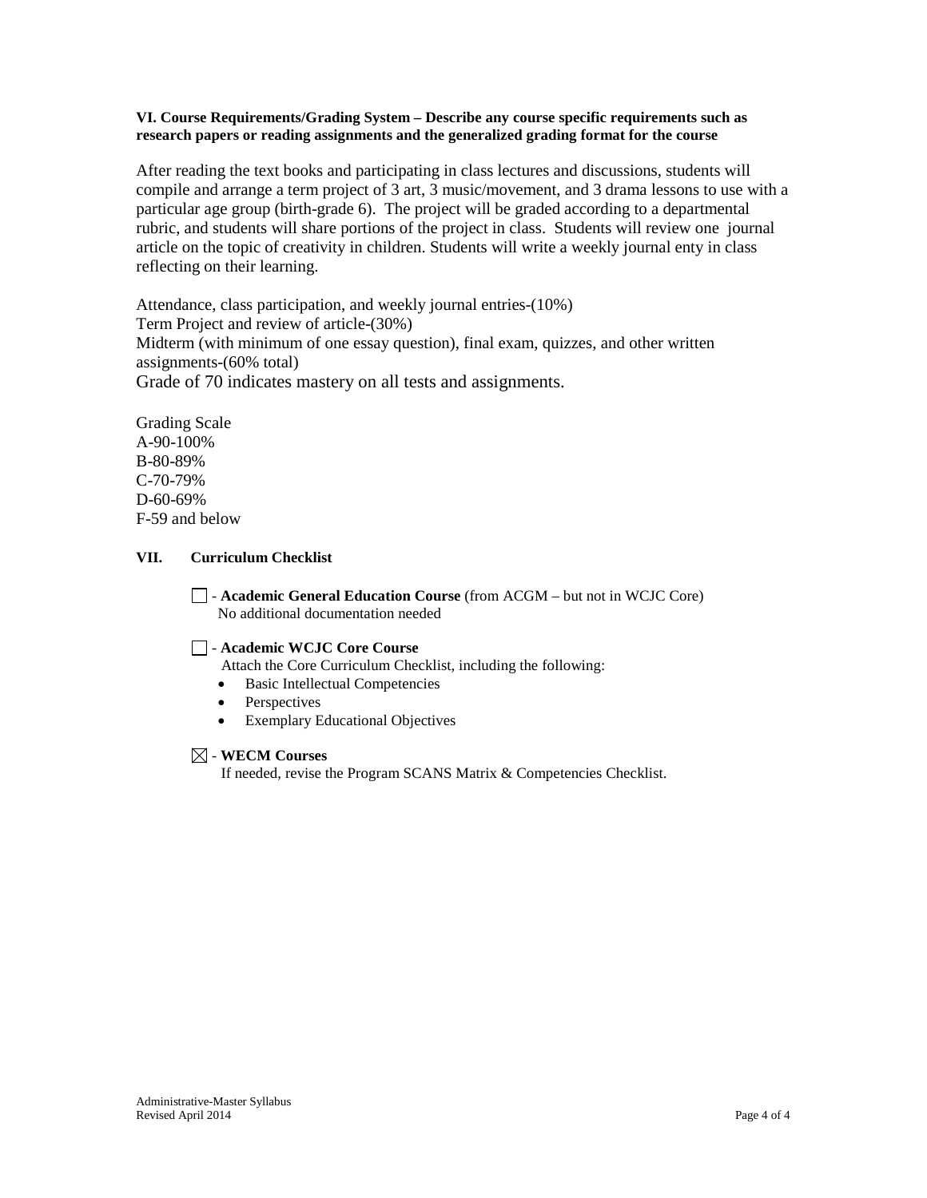**VI. Course Requirements/Grading System – Describe any course specific requirements such as research papers or reading assignments and the generalized grading format for the course**

After reading the text books and participating in class lectures and discussions, students will compile and arrange a term project of 3 art, 3 music/movement, and 3 drama lessons to use with a particular age group (birth-grade 6). The project will be graded according to a departmental rubric, and students will share portions of the project in class. Students will review one journal article on the topic of creativity in children. Students will write a weekly journal enty in class reflecting on their learning.

Attendance, class participation, and weekly journal entries-(10%)
Term Project and review of article-(30%)
Midterm (with minimum of one essay question), final exam, quizzes, and other written assignments-(60% total)
Grade of 70 indicates mastery on all tests and assignments.

Grading Scale
A-90-100%
B-80-89%
C-70-79%
D-60-69%
F-59 and below

**VII. Curriculum Checklist**

☐ - **Academic General Education Course** (from ACGM – but not in WCJC Core)
No additional documentation needed

☐ - **Academic WCJC Core Course**
Attach the Core Curriculum Checklist, including the following:

- Basic Intellectual Competencies
- Perspectives
- Exemplary Educational Objectives

☒ - **WECM Courses**
If needed, revise the Program SCANS Matrix & Competencies Checklist.

Administrative-Master Syllabus
Revised April 2014